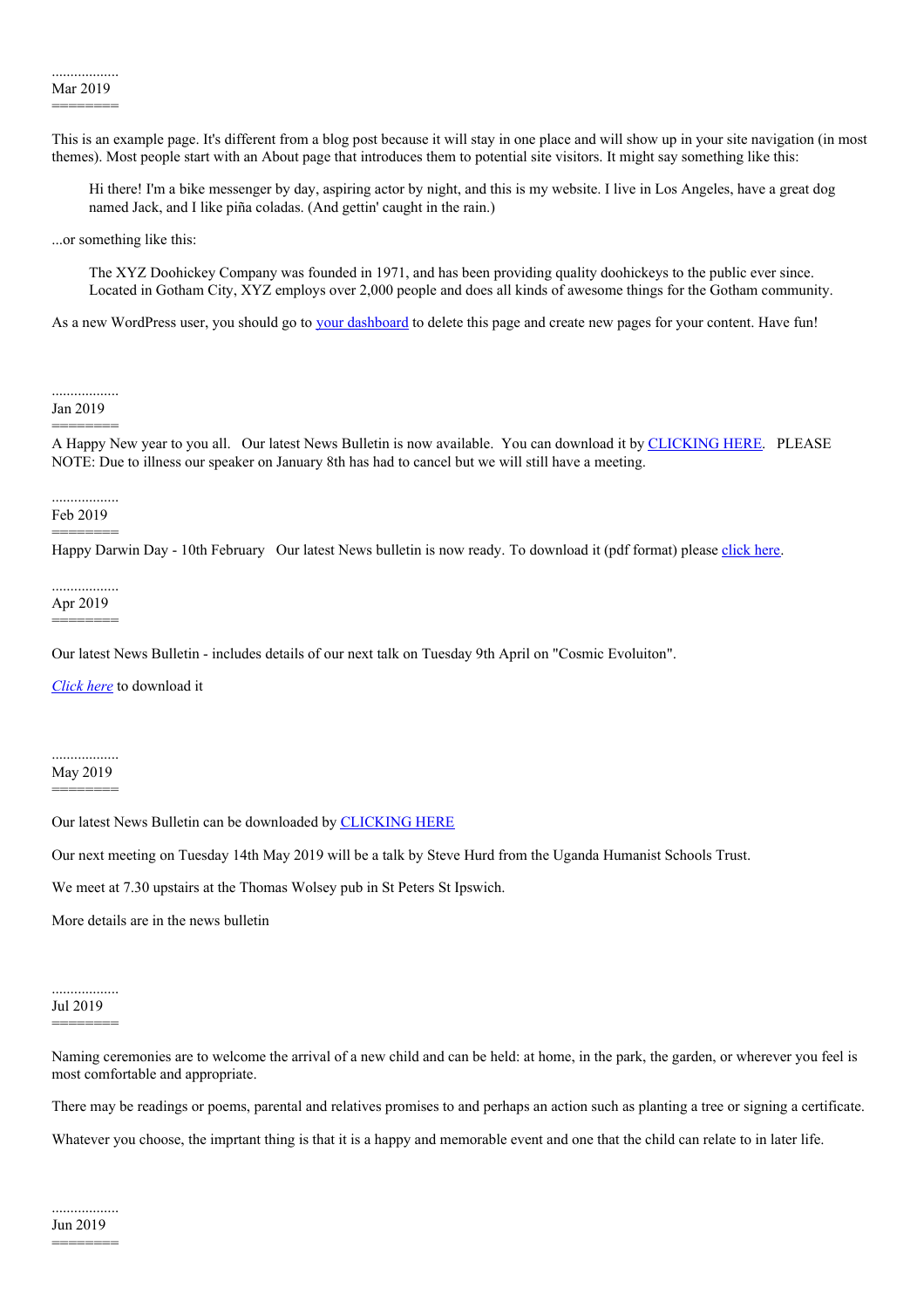..................
Mar 2019
========

This is an example page. It's different from a blog post because it will stay in one place and will show up in your site navigation (in most themes). Most people start with an About page that introduces them to potential site visitors. It might say something like this:

> Hi there! I'm a bike messenger by day, aspiring actor by night, and this is my website. I live in Los Angeles, have a great dog named Jack, and I like piña coladas. (And gettin' caught in the rain.)

...or something like this:

> The XYZ Doohickey Company was founded in 1971, and has been providing quality doohickeys to the public ever since. Located in Gotham City, XYZ employs over 2,000 people and does all kinds of awesome things for the Gotham community.

As a new WordPress user, you should go to [your dashboard]() to delete this page and create new pages for your content. Have fun!

..................
Jan 2019
========
A Happy New year to you all.  Our latest News Bulletin is now available.  You can download it by [CLICKING HERE]().  PLEASE NOTE: Due to illness our speaker on January 8th has had to cancel but we will still have a meeting.

..................
Feb 2019
========
Happy Darwin Day - 10th February  Our latest News bulletin is now ready. To download it (pdf format) please [click here]().

..................
Apr 2019
========

Our latest News Bulletin - includes details of our next talk on Tuesday 9th April on "Cosmic Evoluiton".

*[Click here]()* to download it

..................
May 2019
========

Our latest News Bulletin can be downloaded by [CLICKING HERE]()

Our next meeting on Tuesday 14th May 2019 will be a talk by Steve Hurd from the Uganda Humanist Schools Trust.

We meet at 7.30 upstairs at the Thomas Wolsey pub in St Peters St Ipswich.

More details are in the news bulletin

..................
Jul 2019
========

Naming ceremonies are to welcome the arrival of a new child and can be held: at home, in the park, the garden, or wherever you feel is most comfortable and appropriate.

There may be readings or poems, parental and relatives promises to and perhaps an action such as planting a tree or signing a certificate.

Whatever you choose, the imprtant thing is that it is a happy and memorable event and one that the child can relate to in later life.

..................
Jun 2019
========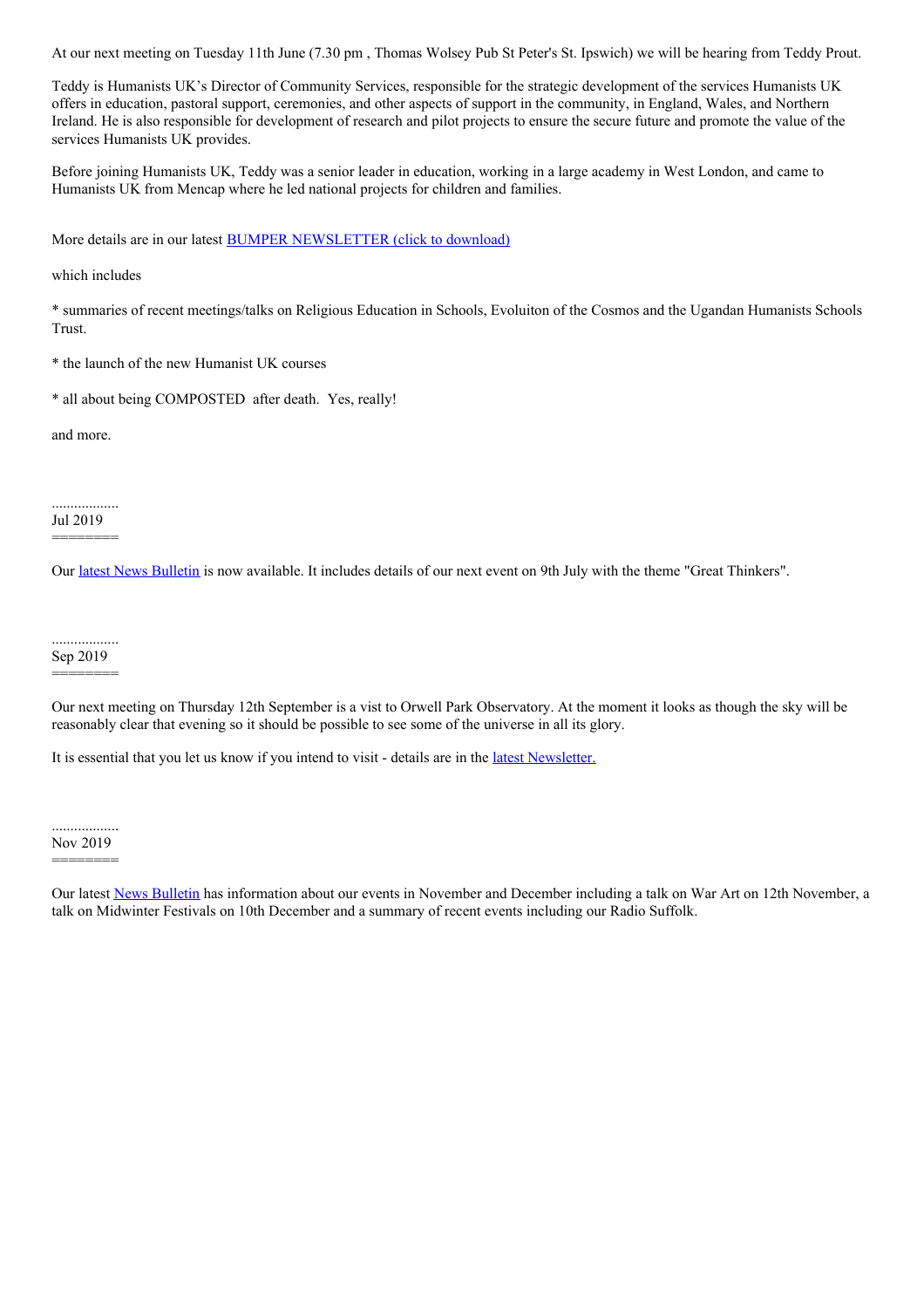At our next meeting on Tuesday 11th June (7.30 pm , Thomas Wolsey Pub St Peter's St. Ipswich) we will be hearing from Teddy Prout.

Teddy is Humanists UK's Director of Community Services, responsible for the strategic development of the services Humanists UK offers in education, pastoral support, ceremonies, and other aspects of support in the community, in England, Wales, and Northern Ireland. He is also responsible for development of research and pilot projects to ensure the secure future and promote the value of the services Humanists UK provides.

Before joining Humanists UK, Teddy was a senior leader in education, working in a large academy in West London, and came to Humanists UK from Mencap where he led national projects for children and families.

More details are in our latest BUMPER NEWSLETTER (click to download)

which includes

* summaries of recent meetings/talks on Religious Education in Schools, Evoluiton of the Cosmos and the Ugandan Humanists Schools Trust.

* the launch of the new Humanist UK courses

* all about being COMPOSTED  after death.  Yes, really!

and more.

..................
Jul 2019
========

Our latest News Bulletin is now available. It includes details of our next event on 9th July with the theme "Great Thinkers".

..................
Sep 2019
========

Our next meeting on Thursday 12th September is a vist to Orwell Park Observatory. At the moment it looks as though the sky will be reasonably clear that evening so it should be possible to see some of the universe in all its glory.

It is essential that you let us know if you intend to visit - details are in the latest Newsletter.

..................
Nov 2019
========

Our latest News Bulletin has information about our events in November and December including a talk on War Art on 12th November, a talk on Midwinter Festivals on 10th December and a summary of recent events including our Radio Suffolk.